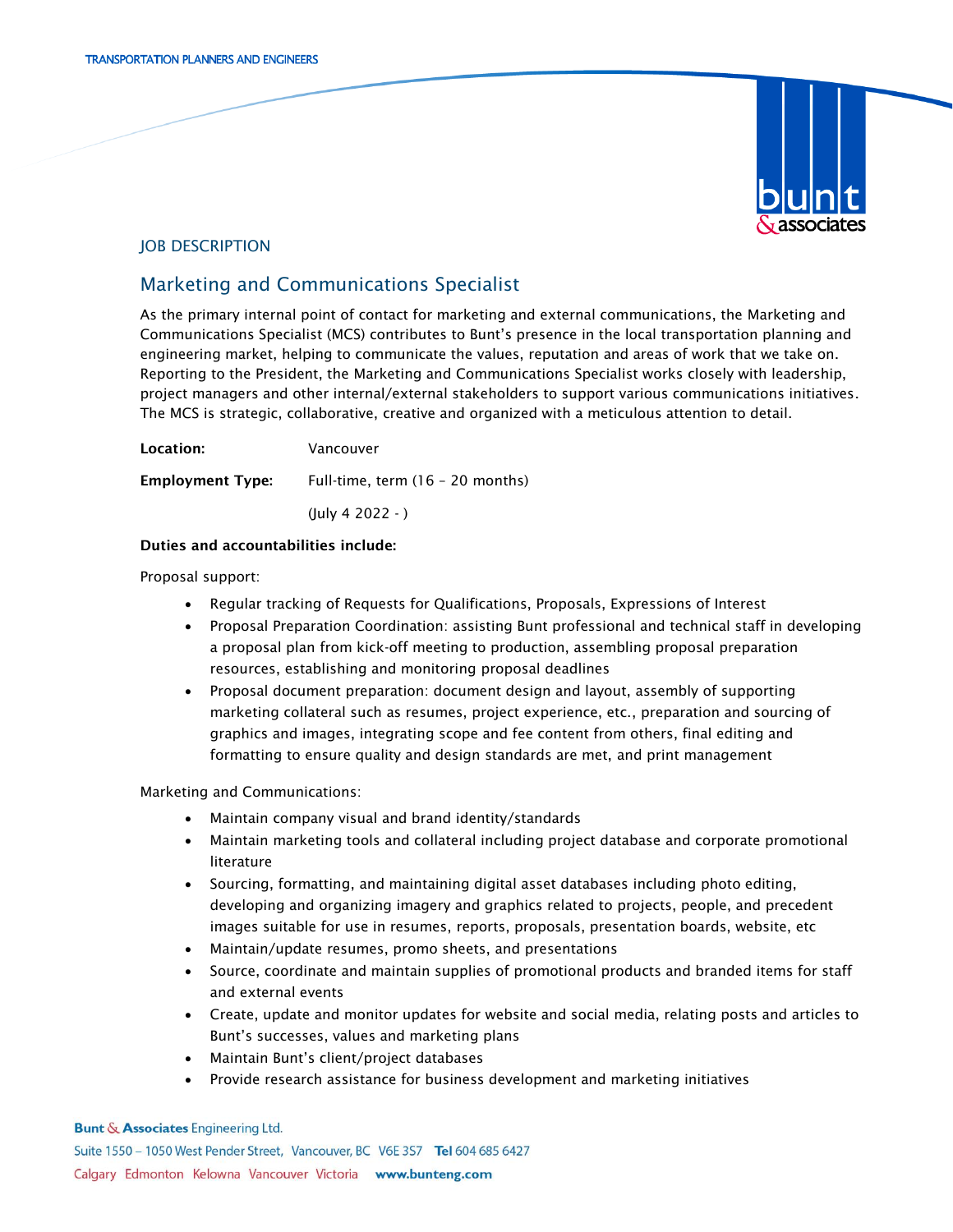JOB DESCRIPTION

## Marketing and Communications Specialist

As the primary internal point of contact for marketing and external communications, the Marketing and Communications Specialist (MCS) contributes to Bunt's presence in the local transportation planning and engineering market, helping to communicate the values, reputation and areas of work that we take on. Reporting to the President, the Marketing and Communications Specialist works closely with leadership, project managers and other internal/external stakeholders to support various communications initiatives. The MCS is strategic, collaborative, creative and organized with a meticulous attention to detail.

**Location:** Vancouver

**Employment Type:** Full-time, term (16 – 20 months)

(July 4 2022 - )

**Duties and accountabilities include:**

Proposal support:

- Regular tracking of Requests for Qualifications, Proposals, Expressions of Interest
- Proposal Preparation Coordination: assisting Bunt professional and technical staff in developing a proposal plan from kick-off meeting to production, assembling proposal preparation resources, establishing and monitoring proposal deadlines
- Proposal document preparation: document design and layout, assembly of supporting marketing collateral such as resumes, project experience, etc., preparation and sourcing of graphics and images, integrating scope and fee content from others, final editing and formatting to ensure quality and design standards are met, and print management

Marketing and Communications:

- Maintain company visual and brand identity/standards
- Maintain marketing tools and collateral including project database and corporate promotional literature
- Sourcing, formatting, and maintaining digital asset databases including photo editing, developing and organizing imagery and graphics related to projects, people, and precedent images suitable for use in resumes, reports, proposals, presentation boards, website, etc
- Maintain/update resumes, promo sheets, and presentations
- Source, coordinate and maintain supplies of promotional products and branded items for staff and external events
- Create, update and monitor updates for website and social media, relating posts and articles to Bunt's successes, values and marketing plans
- Maintain Bunt's client/project databases
- Provide research assistance for business development and marketing initiatives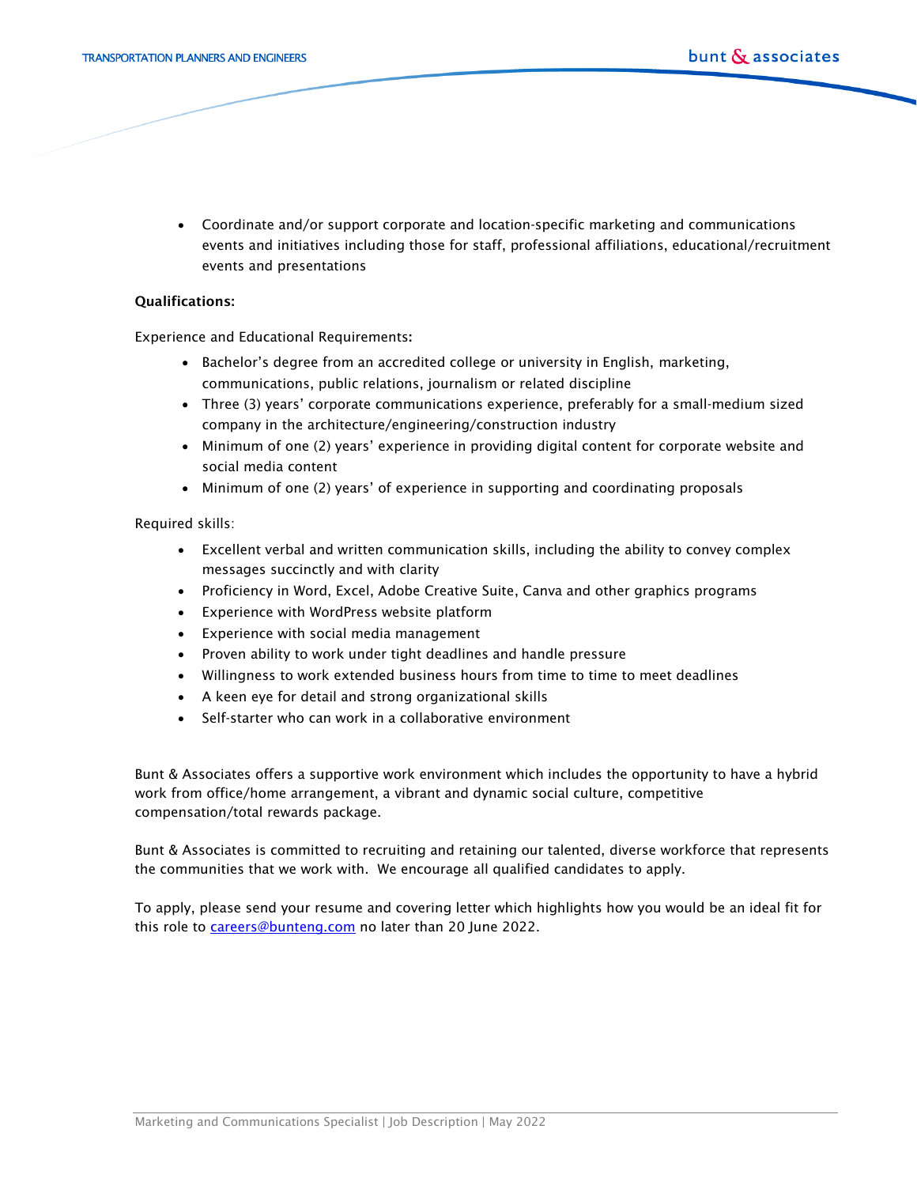- Coordinate and/or support corporate and location-specific marketing and communications events and initiatives including those for staff, professional affiliations, educational/recruitment events and presentations

**Qualifications:**

Experience and Educational Requirements**:**

- Bachelor's degree from an accredited college or university in English, marketing, communications, public relations, journalism or related discipline
- Three (3) years' corporate communications experience, preferably for a small-medium sized company in the architecture/engineering/construction industry
- Minimum of one (2) years' experience in providing digital content for corporate website and social media content
- Minimum of one (2) years' of experience in supporting and coordinating proposals

Required skills:

- Excellent verbal and written communication skills, including the ability to convey complex messages succinctly and with clarity
- Proficiency in Word, Excel, Adobe Creative Suite, Canva and other graphics programs
- Experience with WordPress website platform
- Experience with social media management
- Proven ability to work under tight deadlines and handle pressure
- Willingness to work extended business hours from time to time to meet deadlines
- A keen eye for detail and strong organizational skills
- Self-starter who can work in a collaborative environment

Bunt & Associates offers a supportive work environment which includes the opportunity to have a hybrid work from office/home arrangement, a vibrant and dynamic social culture, competitive compensation/total rewards package.

Bunt & Associates is committed to recruiting and retaining our talented, diverse workforce that represents the communities that we work with. We encourage all qualified candidates to apply.

To apply, please send your resume and covering letter which highlights how you would be an ideal fit for this role to careers@bunteng.com no later than 20 June 2022.